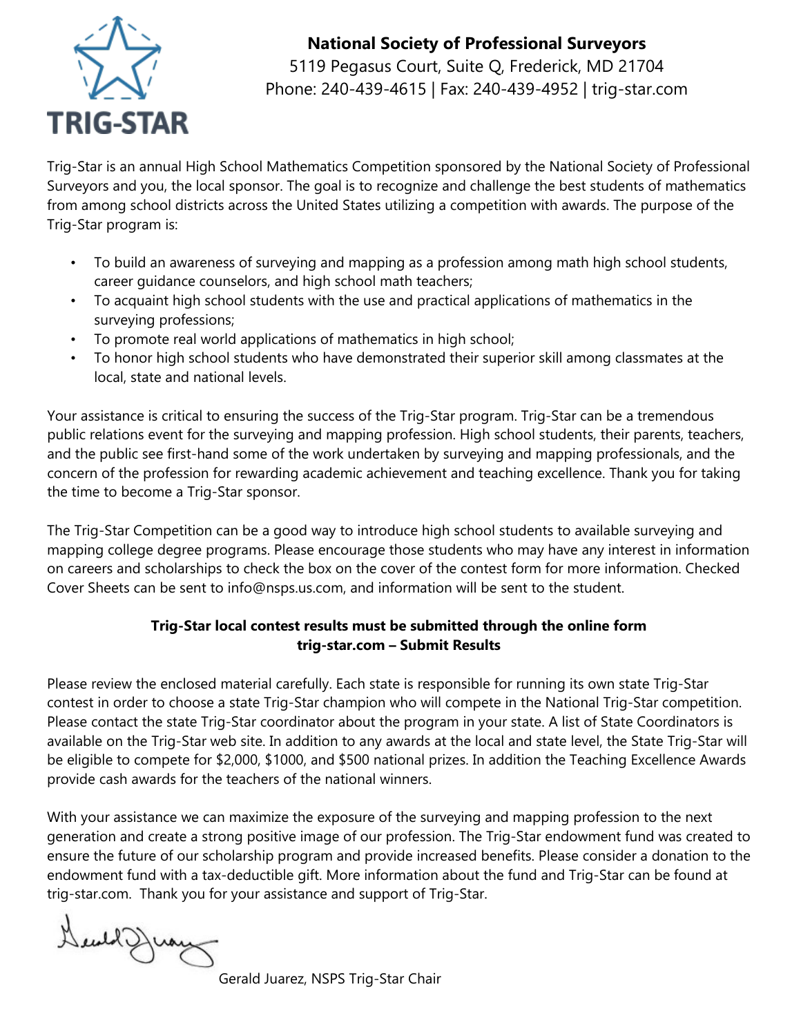TRIG-STAR

**National Society of Professional Surveyors**
5119 Pegasus Court, Suite Q, Frederick, MD 21704
Phone: 240-439-4615 | Fax: 240-439-4952 | trig-star.com

Trig-Star is an annual High School Mathematics Competition sponsored by the National Society of Professional Surveyors and you, the local sponsor. The goal is to recognize and challenge the best students of mathematics from among school districts across the United States utilizing a competition with awards. The purpose of the Trig-Star program is:

- To build an awareness of surveying and mapping as a profession among math high school students, career guidance counselors, and high school math teachers;
- To acquaint high school students with the use and practical applications of mathematics in the surveying professions;
- To promote real world applications of mathematics in high school;
- To honor high school students who have demonstrated their superior skill among classmates at the local, state and national levels.

Your assistance is critical to ensuring the success of the Trig-Star program. Trig-Star can be a tremendous public relations event for the surveying and mapping profession. High school students, their parents, teachers, and the public see first-hand some of the work undertaken by surveying and mapping professionals, and the concern of the profession for rewarding academic achievement and teaching excellence. Thank you for taking the time to become a Trig-Star sponsor.

The Trig-Star Competition can be a good way to introduce high school students to available surveying and mapping college degree programs. Please encourage those students who may have any interest in information on careers and scholarships to check the box on the cover of the contest form for more information. Checked Cover Sheets can be sent to info@nsps.us.com, and information will be sent to the student.

**Trig-Star local contest results must be submitted through the online form**
**trig-star.com – Submit Results**

Please review the enclosed material carefully. Each state is responsible for running its own state Trig-Star contest in order to choose a state Trig-Star champion who will compete in the National Trig-Star competition. Please contact the state Trig-Star coordinator about the program in your state. A list of State Coordinators is available on the Trig-Star web site. In addition to any awards at the local and state level, the State Trig-Star will be eligible to compete for $2,000, $1000, and $500 national prizes. In addition the Teaching Excellence Awards provide cash awards for the teachers of the national winners.

With your assistance we can maximize the exposure of the surveying and mapping profession to the next generation and create a strong positive image of our profession. The Trig-Star endowment fund was created to ensure the future of our scholarship program and provide increased benefits. Please consider a donation to the endowment fund with a tax-deductible gift. More information about the fund and Trig-Star can be found at trig-star.com. Thank you for your assistance and support of Trig-Star.

Gerald Juarez, NSPS Trig-Star Chair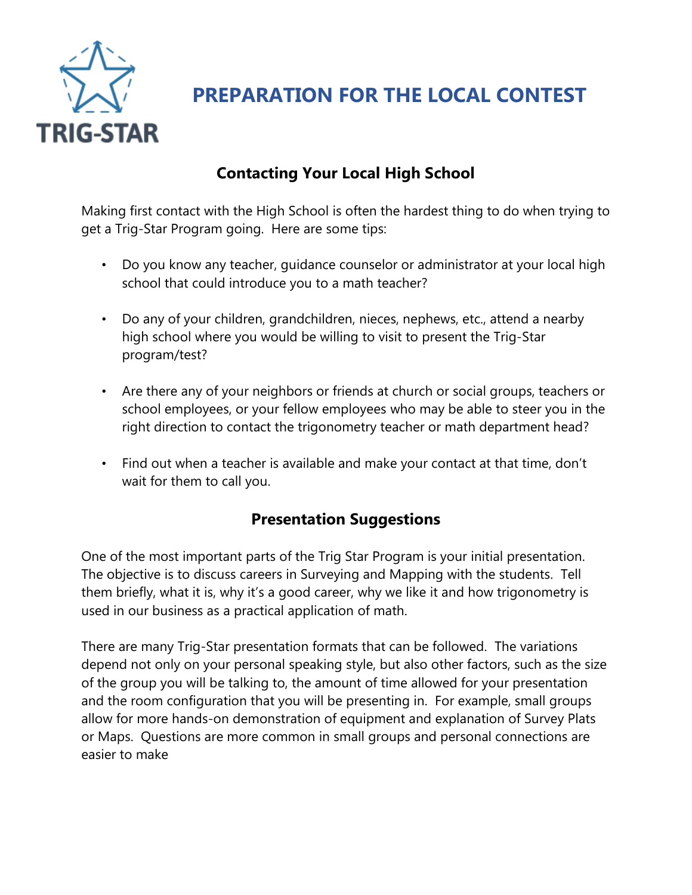TRIG-STAR

# PREPARATION FOR THE LOCAL CONTEST

## Contacting Your Local High School

Making first contact with the High School is often the hardest thing to do when trying to get a Trig-Star Program going. Here are some tips:

- Do you know any teacher, guidance counselor or administrator at your local high school that could introduce you to a math teacher?
- Do any of your children, grandchildren, nieces, nephews, etc., attend a nearby high school where you would be willing to visit to present the Trig-Star program/test?
- Are there any of your neighbors or friends at church or social groups, teachers or school employees, or your fellow employees who may be able to steer you in the right direction to contact the trigonometry teacher or math department head?
- Find out when a teacher is available and make your contact at that time, don't wait for them to call you.

## Presentation Suggestions

One of the most important parts of the Trig Star Program is your initial presentation. The objective is to discuss careers in Surveying and Mapping with the students. Tell them briefly, what it is, why it's a good career, why we like it and how trigonometry is used in our business as a practical application of math.

There are many Trig-Star presentation formats that can be followed. The variations depend not only on your personal speaking style, but also other factors, such as the size of the group you will be talking to, the amount of time allowed for your presentation and the room configuration that you will be presenting in. For example, small groups allow for more hands-on demonstration of equipment and explanation of Survey Plats or Maps. Questions are more common in small groups and personal connections are easier to make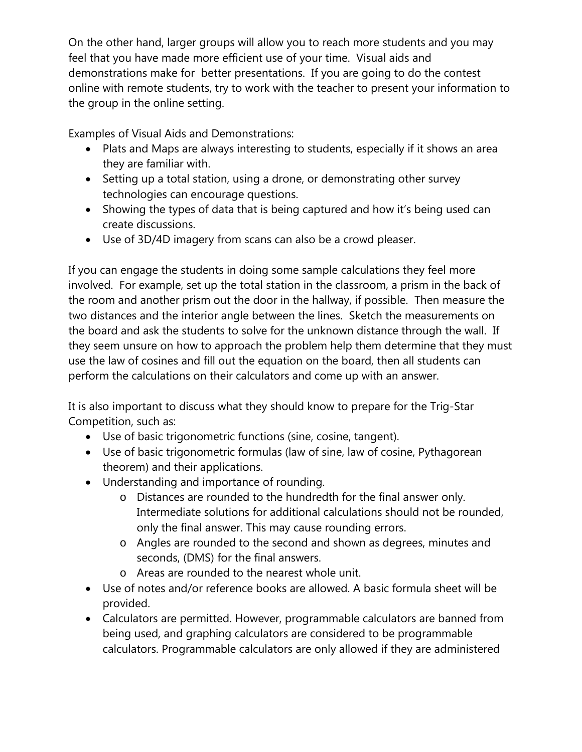On the other hand, larger groups will allow you to reach more students and you may feel that you have made more efficient use of your time. Visual aids and demonstrations make for better presentations. If you are going to do the contest online with remote students, try to work with the teacher to present your information to the group in the online setting.

Examples of Visual Aids and Demonstrations:

- Plats and Maps are always interesting to students, especially if it shows an area they are familiar with.
- Setting up a total station, using a drone, or demonstrating other survey technologies can encourage questions.
- Showing the types of data that is being captured and how it's being used can create discussions.
- Use of 3D/4D imagery from scans can also be a crowd pleaser.

If you can engage the students in doing some sample calculations they feel more involved. For example, set up the total station in the classroom, a prism in the back of the room and another prism out the door in the hallway, if possible. Then measure the two distances and the interior angle between the lines. Sketch the measurements on the board and ask the students to solve for the unknown distance through the wall. If they seem unsure on how to approach the problem help them determine that they must use the law of cosines and fill out the equation on the board, then all students can perform the calculations on their calculators and come up with an answer.

It is also important to discuss what they should know to prepare for the Trig-Star Competition, such as:

- Use of basic trigonometric functions (sine, cosine, tangent).
- Use of basic trigonometric formulas (law of sine, law of cosine, Pythagorean theorem) and their applications.
- Understanding and importance of rounding.
  - Distances are rounded to the hundredth for the final answer only. Intermediate solutions for additional calculations should not be rounded, only the final answer. This may cause rounding errors.
  - Angles are rounded to the second and shown as degrees, minutes and seconds, (DMS) for the final answers.
  - Areas are rounded to the nearest whole unit.
- Use of notes and/or reference books are allowed. A basic formula sheet will be provided.
- Calculators are permitted. However, programmable calculators are banned from being used, and graphing calculators are considered to be programmable calculators. Programmable calculators are only allowed if they are administered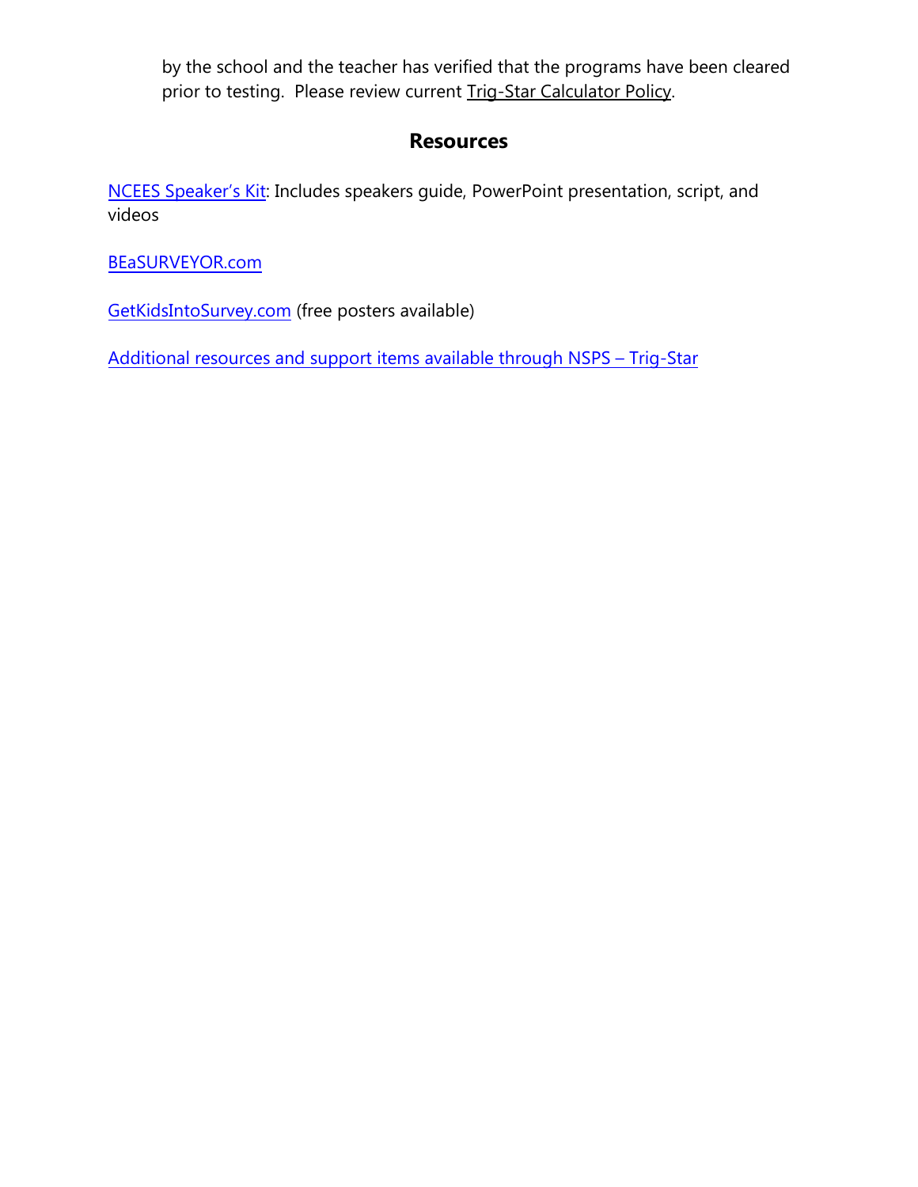by the school and the teacher has verified that the programs have been cleared prior to testing. Please review current Trig-Star Calculator Policy.

## Resources

NCEES Speaker's Kit: Includes speakers guide, PowerPoint presentation, script, and videos

BEaSURVEYOR.com

GetKidsIntoSurvey.com (free posters available)

Additional resources and support items available through NSPS – Trig-Star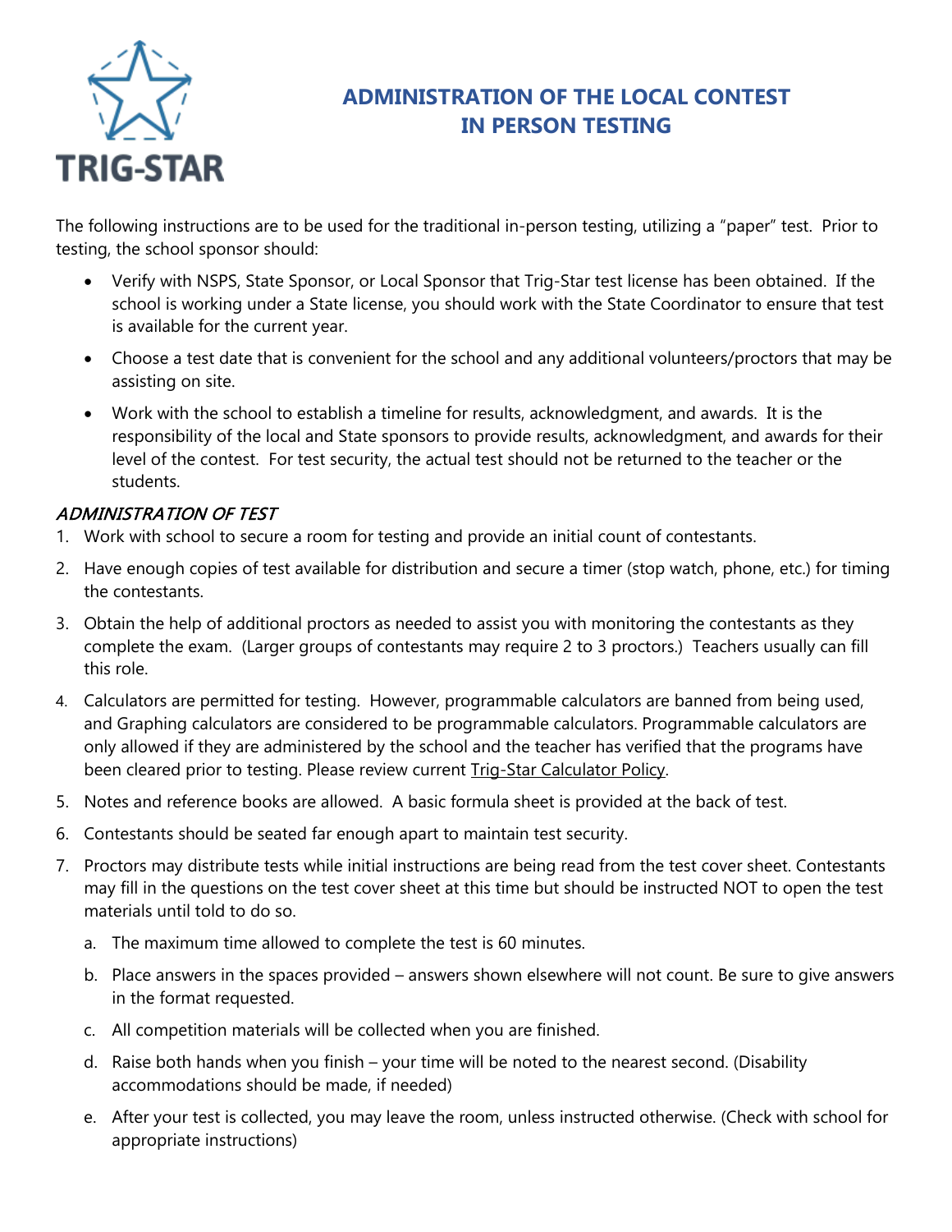# ADMINISTRATION OF THE LOCAL CONTEST IN PERSON TESTING

The following instructions are to be used for the traditional in-person testing, utilizing a "paper" test. Prior to testing, the school sponsor should:

- Verify with NSPS, State Sponsor, or Local Sponsor that Trig-Star test license has been obtained. If the school is working under a State license, you should work with the State Coordinator to ensure that test is available for the current year.
- Choose a test date that is convenient for the school and any additional volunteers/proctors that may be assisting on site.
- Work with the school to establish a timeline for results, acknowledgment, and awards. It is the responsibility of the local and State sponsors to provide results, acknowledgment, and awards for their level of the contest. For test security, the actual test should not be returned to the teacher or the students.

## *ADMINISTRATION OF TEST*

1. Work with school to secure a room for testing and provide an initial count of contestants.
2. Have enough copies of test available for distribution and secure a timer (stop watch, phone, etc.) for timing the contestants.
3. Obtain the help of additional proctors as needed to assist you with monitoring the contestants as they complete the exam. (Larger groups of contestants may require 2 to 3 proctors.) Teachers usually can fill this role.
4. Calculators are permitted for testing. However, programmable calculators are banned from being used, and Graphing calculators are considered to be programmable calculators. Programmable calculators are only allowed if they are administered by the school and the teacher has verified that the programs have been cleared prior to testing. Please review current Trig-Star Calculator Policy.
5. Notes and reference books are allowed. A basic formula sheet is provided at the back of test.
6. Contestants should be seated far enough apart to maintain test security.
7. Proctors may distribute tests while initial instructions are being read from the test cover sheet. Contestants may fill in the questions on the test cover sheet at this time but should be instructed NOT to open the test materials until told to do so.
   a. The maximum time allowed to complete the test is 60 minutes.
   b. Place answers in the spaces provided – answers shown elsewhere will not count. Be sure to give answers in the format requested.
   c. All competition materials will be collected when you are finished.
   d. Raise both hands when you finish – your time will be noted to the nearest second. (Disability accommodations should be made, if needed)
   e. After your test is collected, you may leave the room, unless instructed otherwise. (Check with school for appropriate instructions)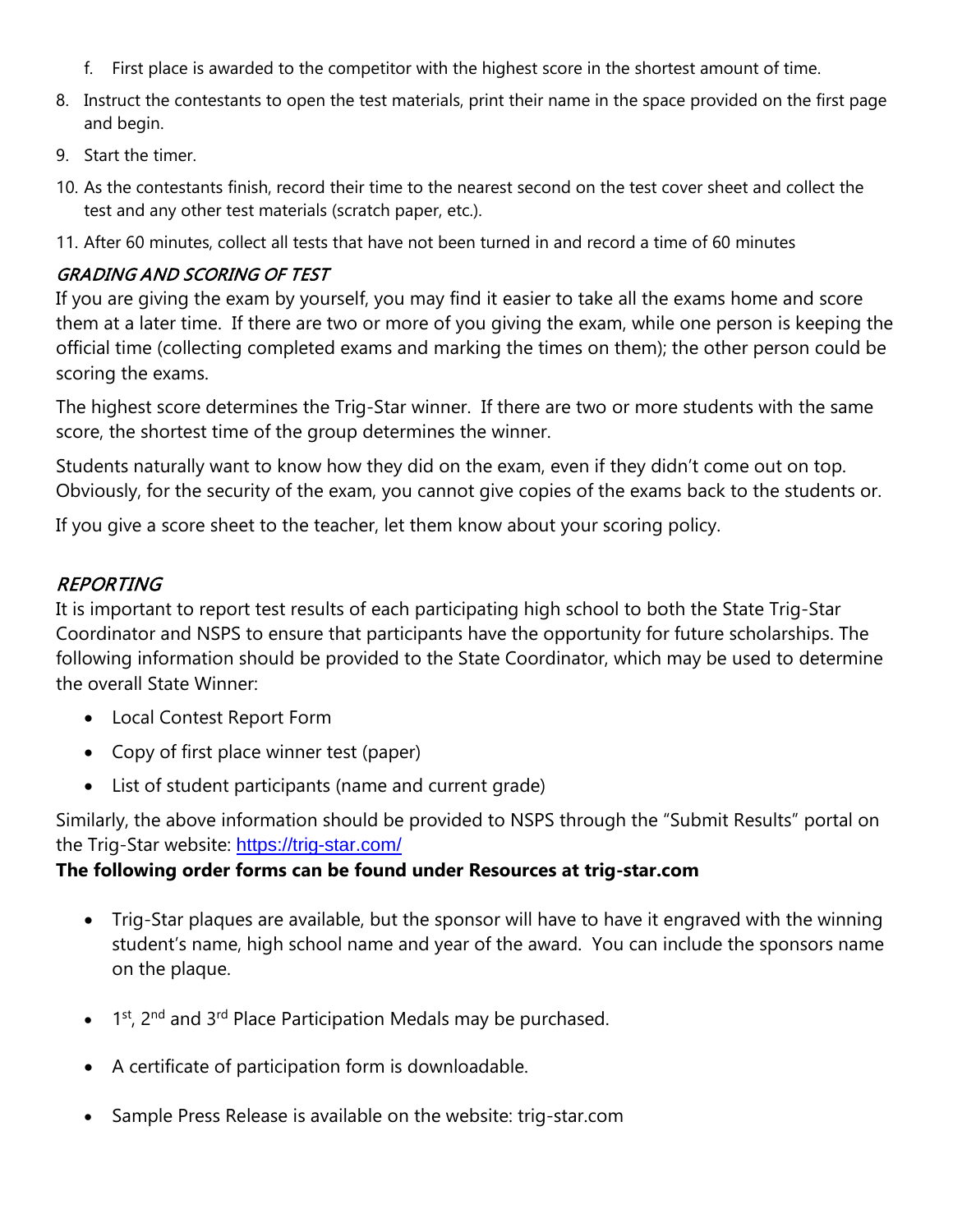f. First place is awarded to the competitor with the highest score in the shortest amount of time.

8. Instruct the contestants to open the test materials, print their name in the space provided on the first page and begin.
9. Start the timer.
10. As the contestants finish, record their time to the nearest second on the test cover sheet and collect the test and any other test materials (scratch paper, etc.).
11. After 60 minutes, collect all tests that have not been turned in and record a time of 60 minutes

### *GRADING AND SCORING OF TEST*

If you are giving the exam by yourself, you may find it easier to take all the exams home and score them at a later time. If there are two or more of you giving the exam, while one person is keeping the official time (collecting completed exams and marking the times on them); the other person could be scoring the exams.

The highest score determines the Trig-Star winner. If there are two or more students with the same score, the shortest time of the group determines the winner.

Students naturally want to know how they did on the exam, even if they didn't come out on top. Obviously, for the security of the exam, you cannot give copies of the exams back to the students or.

If you give a score sheet to the teacher, let them know about your scoring policy.

### *REPORTING*

It is important to report test results of each participating high school to both the State Trig-Star Coordinator and NSPS to ensure that participants have the opportunity for future scholarships. The following information should be provided to the State Coordinator, which may be used to determine the overall State Winner:

- Local Contest Report Form
- Copy of first place winner test (paper)
- List of student participants (name and current grade)

Similarly, the above information should be provided to NSPS through the "Submit Results" portal on the Trig-Star website: https://trig-star.com/

**The following order forms can be found under Resources at trig-star.com**

- Trig-Star plaques are available, but the sponsor will have to have it engraved with the winning student's name, high school name and year of the award. You can include the sponsors name on the plaque.
- 1st, 2nd and 3rd Place Participation Medals may be purchased.
- A certificate of participation form is downloadable.
- Sample Press Release is available on the website: trig-star.com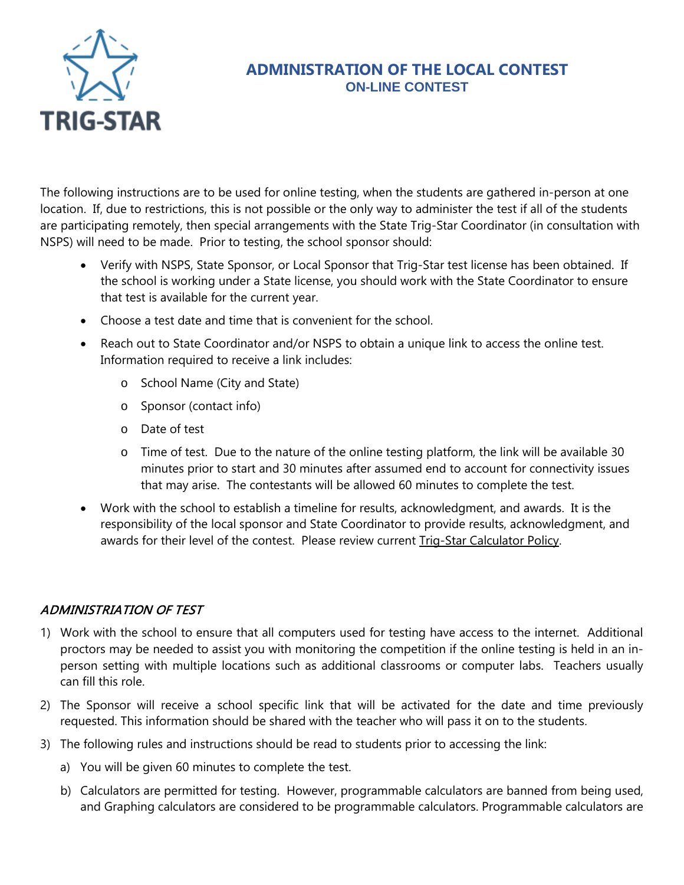# ADMINISTRATION OF THE LOCAL CONTEST

## ON-LINE CONTEST

The following instructions are to be used for online testing, when the students are gathered in-person at one location. If, due to restrictions, this is not possible or the only way to administer the test if all of the students are participating remotely, then special arrangements with the State Trig-Star Coordinator (in consultation with NSPS) will need to be made. Prior to testing, the school sponsor should:

- Verify with NSPS, State Sponsor, or Local Sponsor that Trig-Star test license has been obtained. If the school is working under a State license, you should work with the State Coordinator to ensure that test is available for the current year.
- Choose a test date and time that is convenient for the school.
- Reach out to State Coordinator and/or NSPS to obtain a unique link to access the online test. Information required to receive a link includes:
  - School Name (City and State)
  - Sponsor (contact info)
  - Date of test
  - Time of test. Due to the nature of the online testing platform, the link will be available 30 minutes prior to start and 30 minutes after assumed end to account for connectivity issues that may arise. The contestants will be allowed 60 minutes to complete the test.
- Work with the school to establish a timeline for results, acknowledgment, and awards. It is the responsibility of the local sponsor and State Coordinator to provide results, acknowledgment, and awards for their level of the contest. Please review current Trig-Star Calculator Policy.

### *ADMINISTRIATION OF TEST*

1) Work with the school to ensure that all computers used for testing have access to the internet. Additional proctors may be needed to assist you with monitoring the competition if the online testing is held in an in-person setting with multiple locations such as additional classrooms or computer labs. Teachers usually can fill this role.
2) The Sponsor will receive a school specific link that will be activated for the date and time previously requested. This information should be shared with the teacher who will pass it on to the students.
3) The following rules and instructions should be read to students prior to accessing the link:
   a) You will be given 60 minutes to complete the test.
   b) Calculators are permitted for testing. However, programmable calculators are banned from being used, and Graphing calculators are considered to be programmable calculators. Programmable calculators are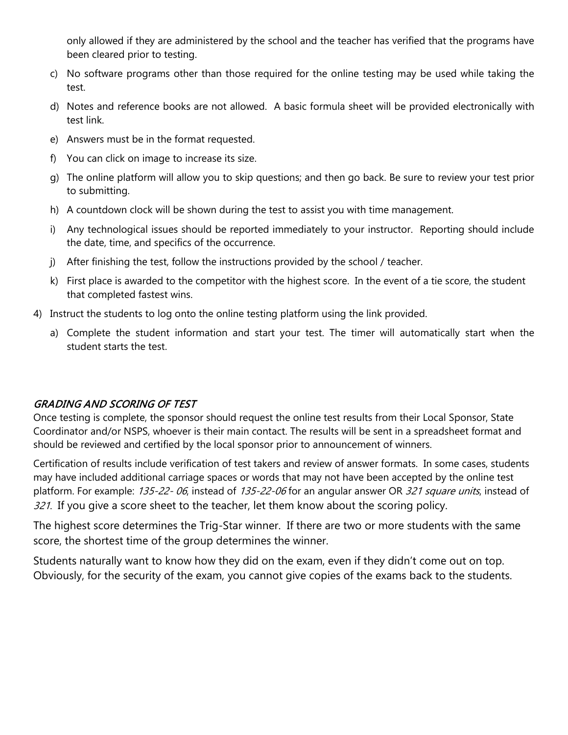only allowed if they are administered by the school and the teacher has verified that the programs have been cleared prior to testing.

c) No software programs other than those required for the online testing may be used while taking the test.

d) Notes and reference books are not allowed. A basic formula sheet will be provided electronically with test link.

e) Answers must be in the format requested.

f) You can click on image to increase its size.

g) The online platform will allow you to skip questions; and then go back. Be sure to review your test prior to submitting.

h) A countdown clock will be shown during the test to assist you with time management.

i) Any technological issues should be reported immediately to your instructor. Reporting should include the date, time, and specifics of the occurrence.

j) After finishing the test, follow the instructions provided by the school / teacher.

k) First place is awarded to the competitor with the highest score. In the event of a tie score, the student that completed fastest wins.

4) Instruct the students to log onto the online testing platform using the link provided.

   a) Complete the student information and start your test. The timer will automatically start when the student starts the test.

## *GRADING AND SCORING OF TEST*

Once testing is complete, the sponsor should request the online test results from their Local Sponsor, State Coordinator and/or NSPS, whoever is their main contact. The results will be sent in a spreadsheet format and should be reviewed and certified by the local sponsor prior to announcement of winners.

Certification of results include verification of test takers and review of answer formats. In some cases, students may have included additional carriage spaces or words that may not have been accepted by the online test platform. For example: *135-22- 06*, instead of *135-22-06* for an angular answer OR *321 square units*, instead of *321*. If you give a score sheet to the teacher, let them know about the scoring policy.

The highest score determines the Trig-Star winner. If there are two or more students with the same score, the shortest time of the group determines the winner.

Students naturally want to know how they did on the exam, even if they didn't come out on top. Obviously, for the security of the exam, you cannot give copies of the exams back to the students.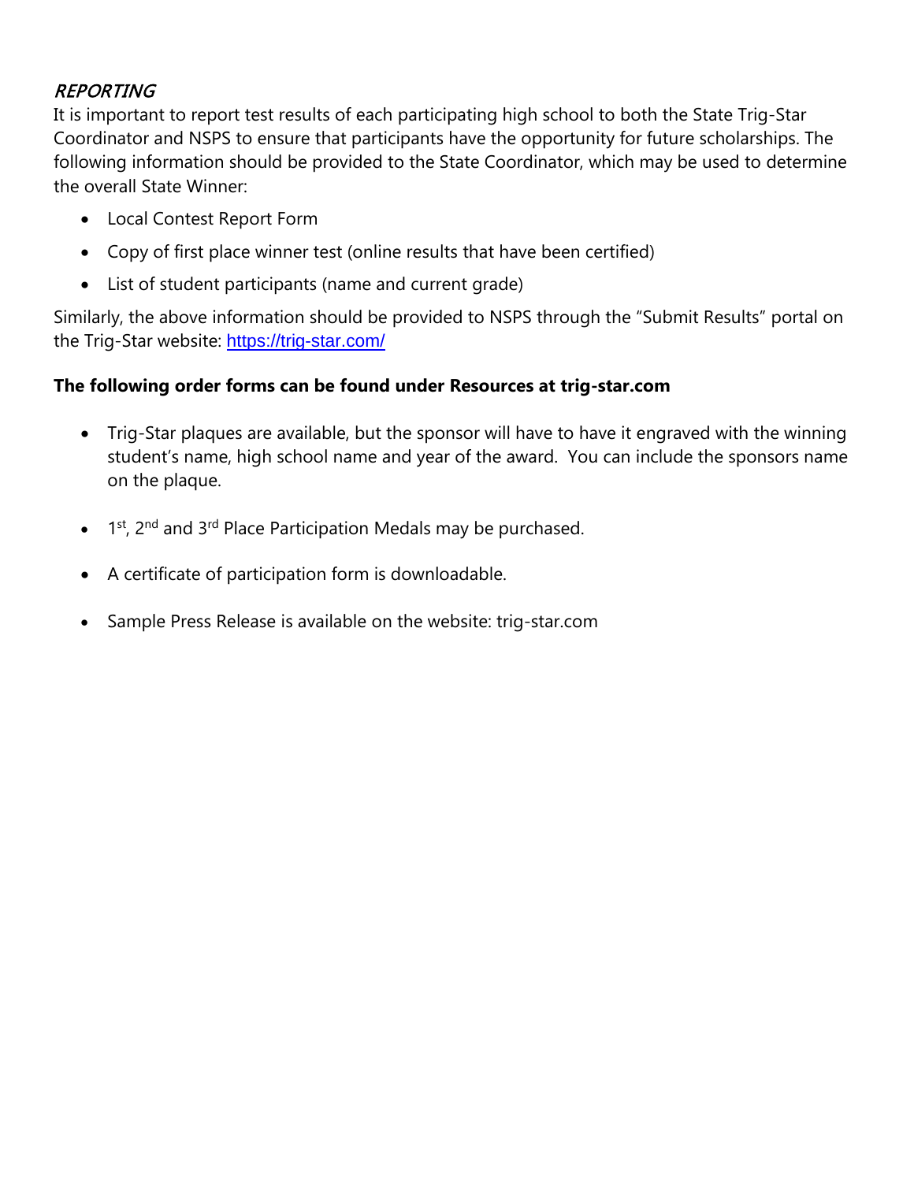## *REPORTING*

It is important to report test results of each participating high school to both the State Trig-Star Coordinator and NSPS to ensure that participants have the opportunity for future scholarships. The following information should be provided to the State Coordinator, which may be used to determine the overall State Winner:

- Local Contest Report Form
- Copy of first place winner test (online results that have been certified)
- List of student participants (name and current grade)

Similarly, the above information should be provided to NSPS through the "Submit Results" portal on the Trig-Star website: https://trig-star.com/

**The following order forms can be found under Resources at trig-star.com**

- Trig-Star plaques are available, but the sponsor will have to have it engraved with the winning student's name, high school name and year of the award. You can include the sponsors name on the plaque.
- 1st, 2nd and 3rd Place Participation Medals may be purchased.
- A certificate of participation form is downloadable.
- Sample Press Release is available on the website: trig-star.com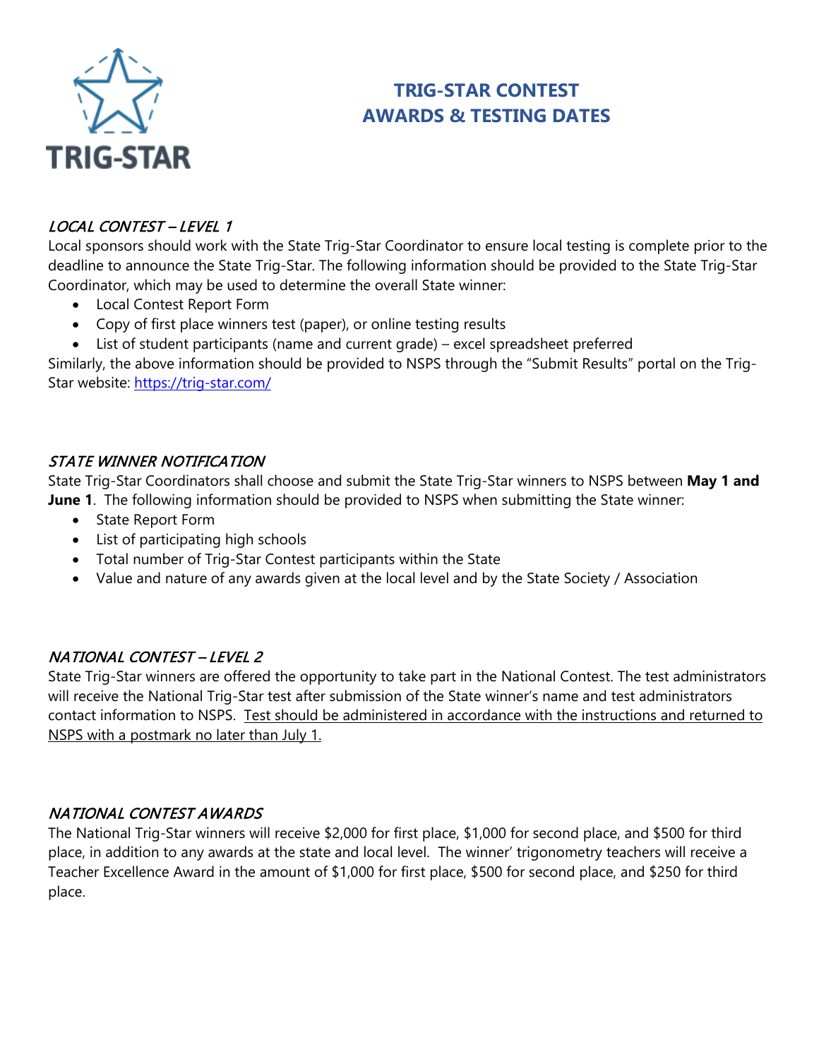# TRIG-STAR CONTEST
# AWARDS & TESTING DATES

TRIG-STAR

### *LOCAL CONTEST – LEVEL 1*

Local sponsors should work with the State Trig-Star Coordinator to ensure local testing is complete prior to the deadline to announce the State Trig-Star. The following information should be provided to the State Trig-Star Coordinator, which may be used to determine the overall State winner:

- Local Contest Report Form
- Copy of first place winners test (paper), or online testing results
- List of student participants (name and current grade) – excel spreadsheet preferred

Similarly, the above information should be provided to NSPS through the "Submit Results" portal on the Trig-Star website: https://trig-star.com/

### *STATE WINNER NOTIFICATION*

State Trig-Star Coordinators shall choose and submit the State Trig-Star winners to NSPS between **May 1 and June 1**. The following information should be provided to NSPS when submitting the State winner:

- State Report Form
- List of participating high schools
- Total number of Trig-Star Contest participants within the State
- Value and nature of any awards given at the local level and by the State Society / Association

### *NATIONAL CONTEST – LEVEL 2*

State Trig-Star winners are offered the opportunity to take part in the National Contest. The test administrators will receive the National Trig-Star test after submission of the State winner's name and test administrators contact information to NSPS. <u>Test should be administered in accordance with the instructions and returned to NSPS with a postmark no later than July 1.</u>

### *NATIONAL CONTEST AWARDS*

The National Trig-Star winners will receive $2,000 for first place, $1,000 for second place, and $500 for third place, in addition to any awards at the state and local level. The winner' trigonometry teachers will receive a Teacher Excellence Award in the amount of $1,000 for first place, $500 for second place, and $250 for third place.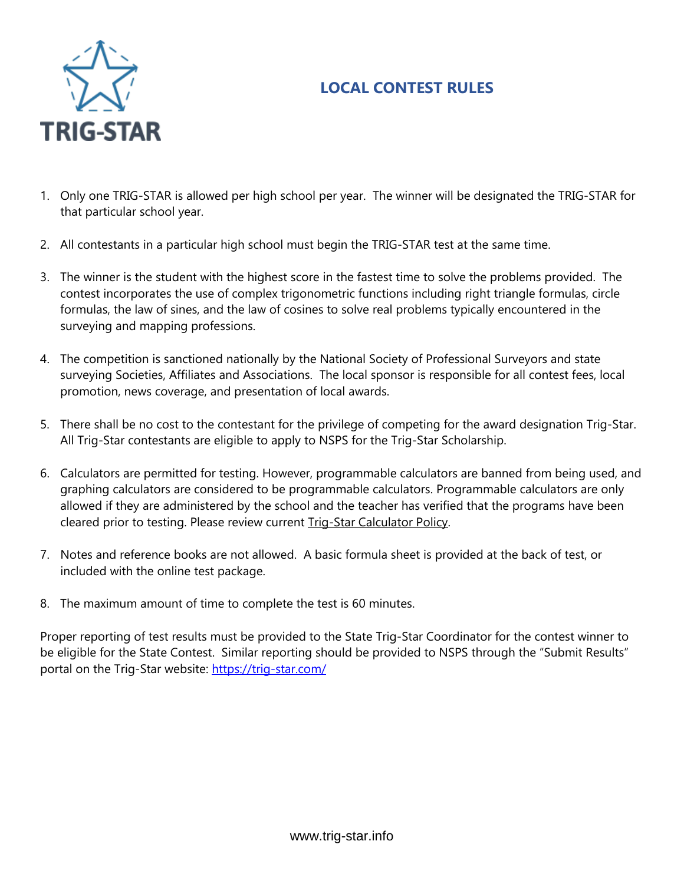TRIG-STAR

# LOCAL CONTEST RULES

1. Only one TRIG-STAR is allowed per high school per year. The winner will be designated the TRIG-STAR for that particular school year.

2. All contestants in a particular high school must begin the TRIG-STAR test at the same time.

3. The winner is the student with the highest score in the fastest time to solve the problems provided. The contest incorporates the use of complex trigonometric functions including right triangle formulas, circle formulas, the law of sines, and the law of cosines to solve real problems typically encountered in the surveying and mapping professions.

4. The competition is sanctioned nationally by the National Society of Professional Surveyors and state surveying Societies, Affiliates and Associations. The local sponsor is responsible for all contest fees, local promotion, news coverage, and presentation of local awards.

5. There shall be no cost to the contestant for the privilege of competing for the award designation Trig-Star. All Trig-Star contestants are eligible to apply to NSPS for the Trig-Star Scholarship.

6. Calculators are permitted for testing. However, programmable calculators are banned from being used, and graphing calculators are considered to be programmable calculators. Programmable calculators are only allowed if they are administered by the school and the teacher has verified that the programs have been cleared prior to testing. Please review current Trig-Star Calculator Policy.

7. Notes and reference books are not allowed. A basic formula sheet is provided at the back of test, or included with the online test package.

8. The maximum amount of time to complete the test is 60 minutes.

Proper reporting of test results must be provided to the State Trig-Star Coordinator for the contest winner to be eligible for the State Contest. Similar reporting should be provided to NSPS through the "Submit Results" portal on the Trig-Star website: https://trig-star.com/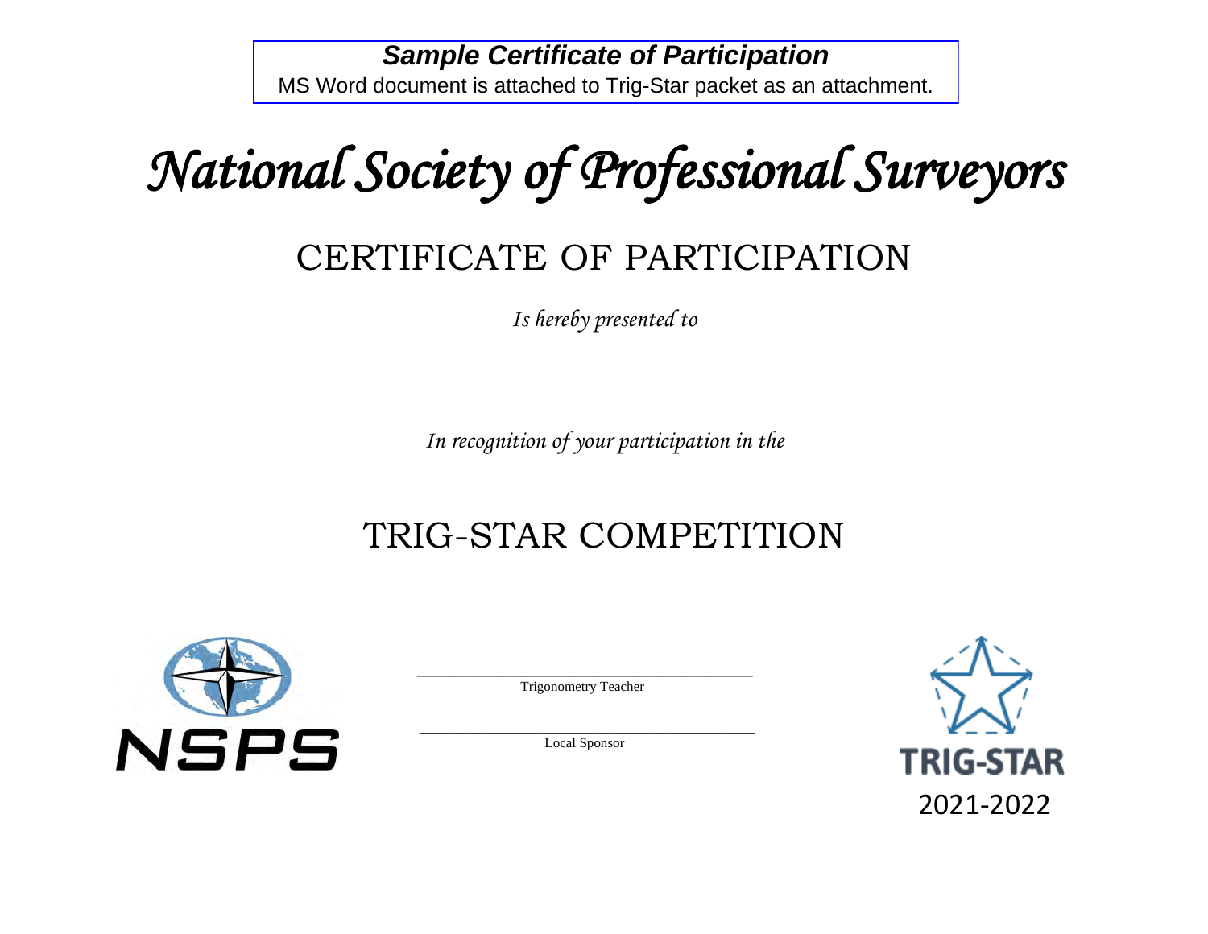***Sample Certificate of Participation***

MS Word document is attached to Trig-Star packet as an attachment.

# *National Society of Professional Surveyors*

## CERTIFICATE OF PARTICIPATION

*Is hereby presented to*

*In recognition of your participation in the*

## TRIG-STAR COMPETITION

NSPS

\_\_\_\_\_\_\_\_\_\_\_\_\_\_\_\_\_\_\_\_\_\_\_\_\_\_\_\_\_\_\_\_\_\_\_\_\_\_\_\_\_\_\_\_\_\_

Trigonometry Teacher

\_\_\_\_\_\_\_\_\_\_\_\_\_\_\_\_\_\_\_\_\_\_\_\_\_\_\_\_\_\_\_\_\_\_\_\_\_\_\_\_\_\_\_\_\_\_

Local Sponsor

TRIG-STAR

2021-2022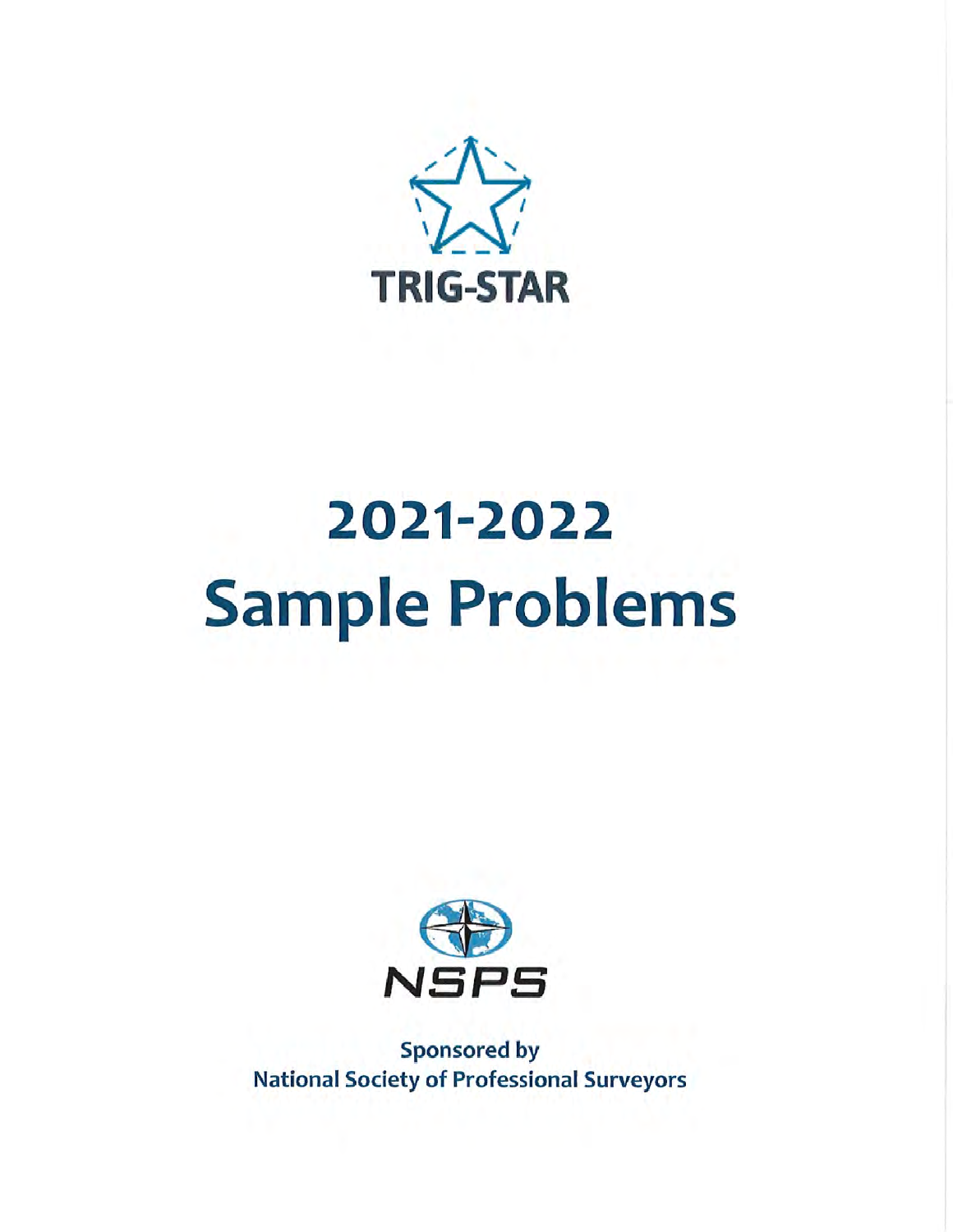TRIG-STAR

# 2021-2022 Sample Problems

NSPS

**Sponsored by National Society of Professional Surveyors**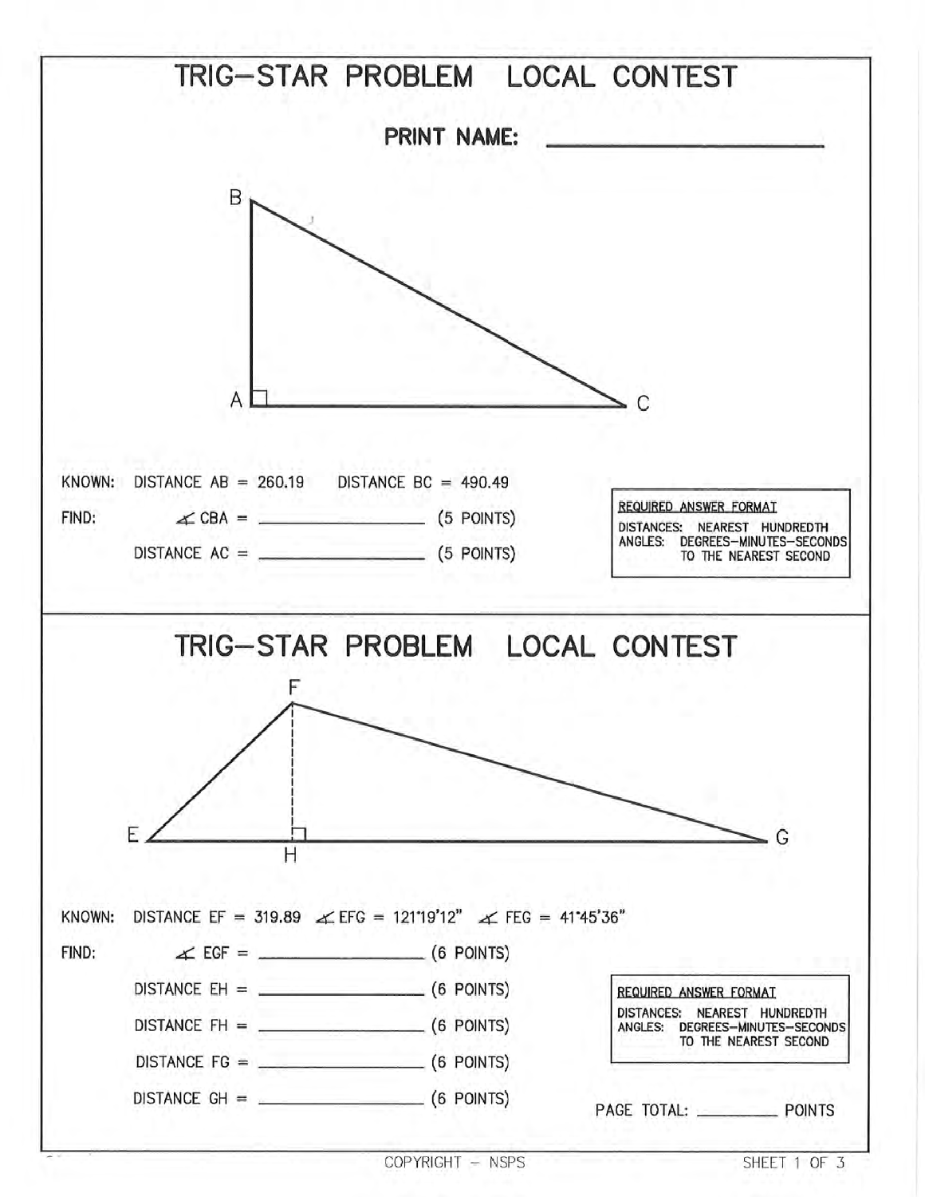# TRIG–STAR PROBLEM LOCAL CONTEST

**PRINT NAME:** ______________________

B

A C

KNOWN: DISTANCE AB = 260.19 DISTANCE BC = 490.49

FIND: ∡ CBA = ________________ (5 POINTS)

DISTANCE AC = ________________ (5 POINTS)

REQUIRED ANSWER FORMAT
DISTANCES: NEAREST HUNDREDTH
ANGLES: DEGREES–MINUTES–SECONDS TO THE NEAREST SECOND

# TRIG–STAR PROBLEM LOCAL CONTEST

F

E H G

KNOWN: DISTANCE EF = 319.89 ∡ EFG = 121°19'12" ∡ FEG = 41°45'36"

FIND: ∡ EGF = ________________ (6 POINTS)

DISTANCE EH = ________________ (6 POINTS)

DISTANCE FH = ________________ (6 POINTS)

DISTANCE FG = ________________ (6 POINTS)

DISTANCE GH = ________________ (6 POINTS)

REQUIRED ANSWER FORMAT
DISTANCES: NEAREST HUNDREDTH
ANGLES: DEGREES–MINUTES–SECONDS TO THE NEAREST SECOND

PAGE TOTAL: ________ POINTS

COPYRIGHT – NSPS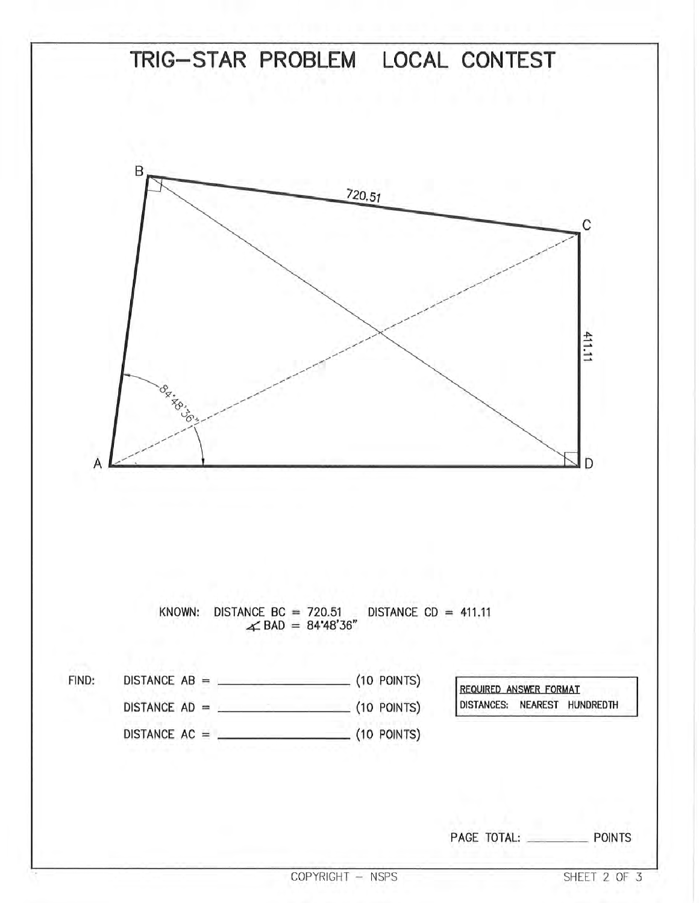# TRIG–STAR PROBLEM LOCAL CONTEST

KNOWN: DISTANCE BC = 720.51 DISTANCE CD = 411.11
∡ BAD = 84°48'36"

FIND:

DISTANCE AB = ________________ (10 POINTS)

DISTANCE AD = ________________ (10 POINTS)

DISTANCE AC = ________________ (10 POINTS)

REQUIRED ANSWER FORMAT
DISTANCES: NEAREST HUNDREDTH

PAGE TOTAL: ________ POINTS

COPYRIGHT – NSPS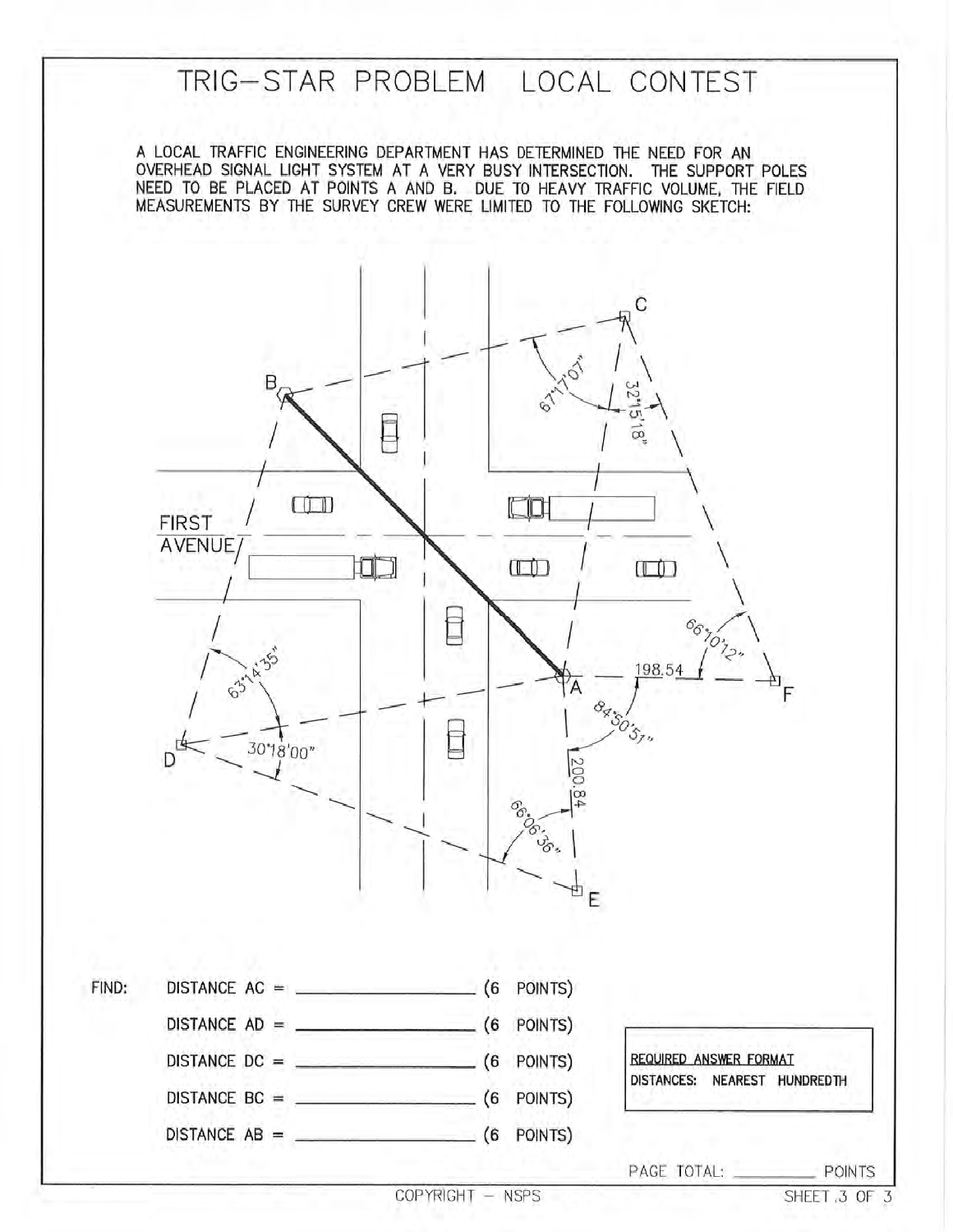# TRIG-STAR PROBLEM LOCAL CONTEST

A LOCAL TRAFFIC ENGINEERING DEPARTMENT HAS DETERMINED THE NEED FOR AN OVERHEAD SIGNAL LIGHT SYSTEM AT A VERY BUSY INTERSECTION. THE SUPPORT POLES NEED TO BE PLACED AT POINTS A AND B. DUE TO HEAVY TRAFFIC VOLUME, THE FIELD MEASUREMENTS BY THE SURVEY CREW WERE LIMITED TO THE FOLLOWING SKETCH:

C

67°17'07"

32°15'18"

B

FIRST AVENUE

66°10'12"

63°14'35"

198.54

A

F

84°50'51"

D

30°18'00"

200.84

66°06'36"

E

FIND:

DISTANCE AC = ____________ (6 POINTS)

DISTANCE AD = ____________ (6 POINTS)

DISTANCE DC = ____________ (6 POINTS)

DISTANCE BC = ____________ (6 POINTS)

DISTANCE AB = ____________ (6 POINTS)

**REQUIRED ANSWER FORMAT**
DISTANCES: NEAREST HUNDREDTH

PAGE TOTAL: ________ POINTS

COPYRIGHT – NSPS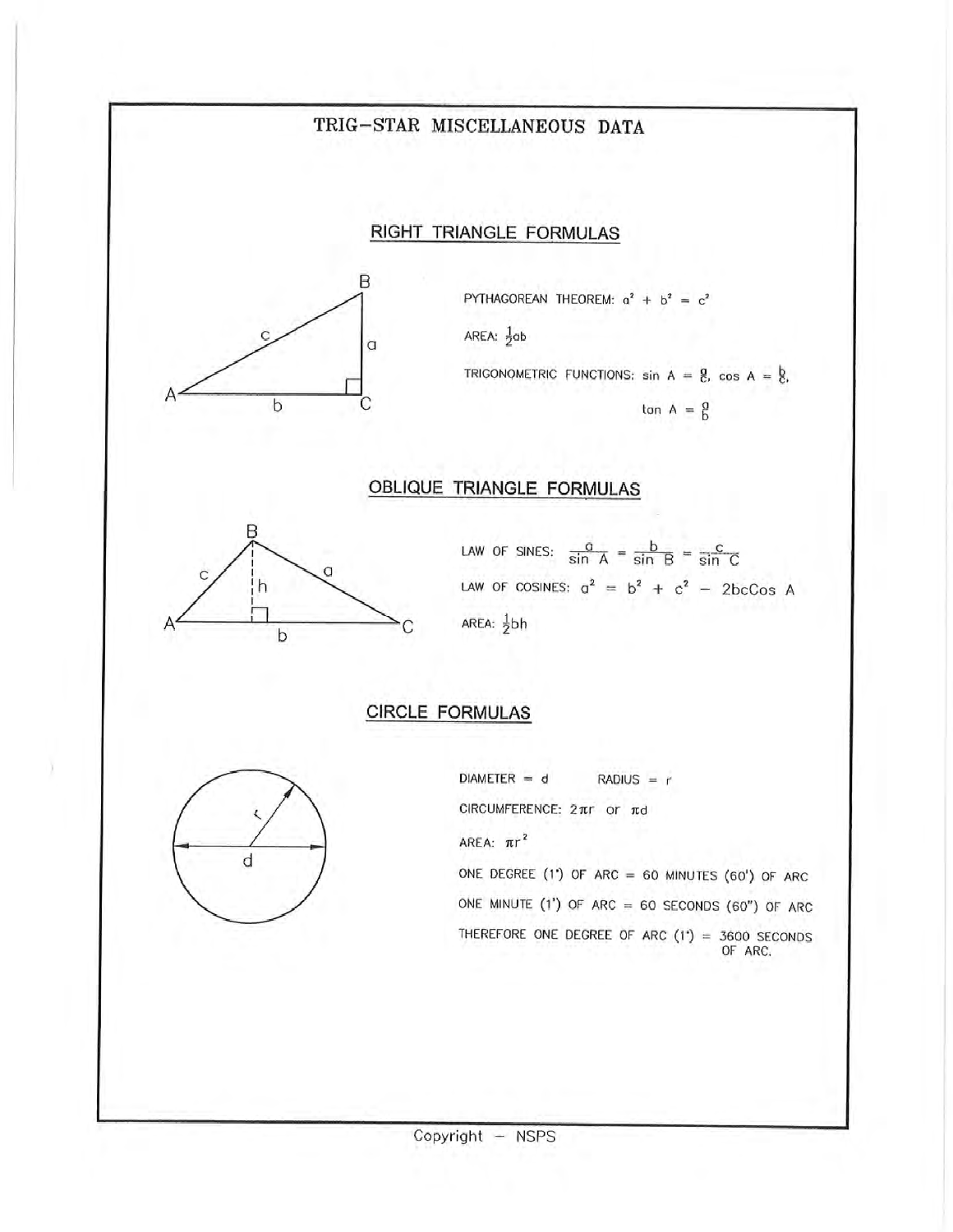# TRIG–STAR MISCELLANEOUS DATA

## RIGHT TRIANGLE FORMULAS

PYTHAGOREAN THEOREM: $a^2 + b^2 = c^2$

AREA: $\frac{1}{2}ab$

TRIGONOMETRIC FUNCTIONS: $\sin A = \frac{a}{c}$, $\cos A = \frac{b}{c}$, $\tan A = \frac{a}{b}$

## OBLIQUE TRIANGLE FORMULAS

LAW OF SINES: $\frac{a}{\sin A} = \frac{b}{\sin B} = \frac{c}{\sin C}$

LAW OF COSINES: $a^2 = b^2 + c^2 - 2bc\cos A$

AREA: $\frac{1}{2}bh$

## CIRCLE FORMULAS

DIAMETER = d RADIUS = r

CIRCUMFERENCE: $2\pi r$ or $\pi d$

AREA: $\pi r^2$

ONE DEGREE (1°) OF ARC = 60 MINUTES (60') OF ARC

ONE MINUTE (1') OF ARC = 60 SECONDS (60") OF ARC

THEREFORE ONE DEGREE OF ARC (1°) = 3600 SECONDS OF ARC.

Copyright – NSPS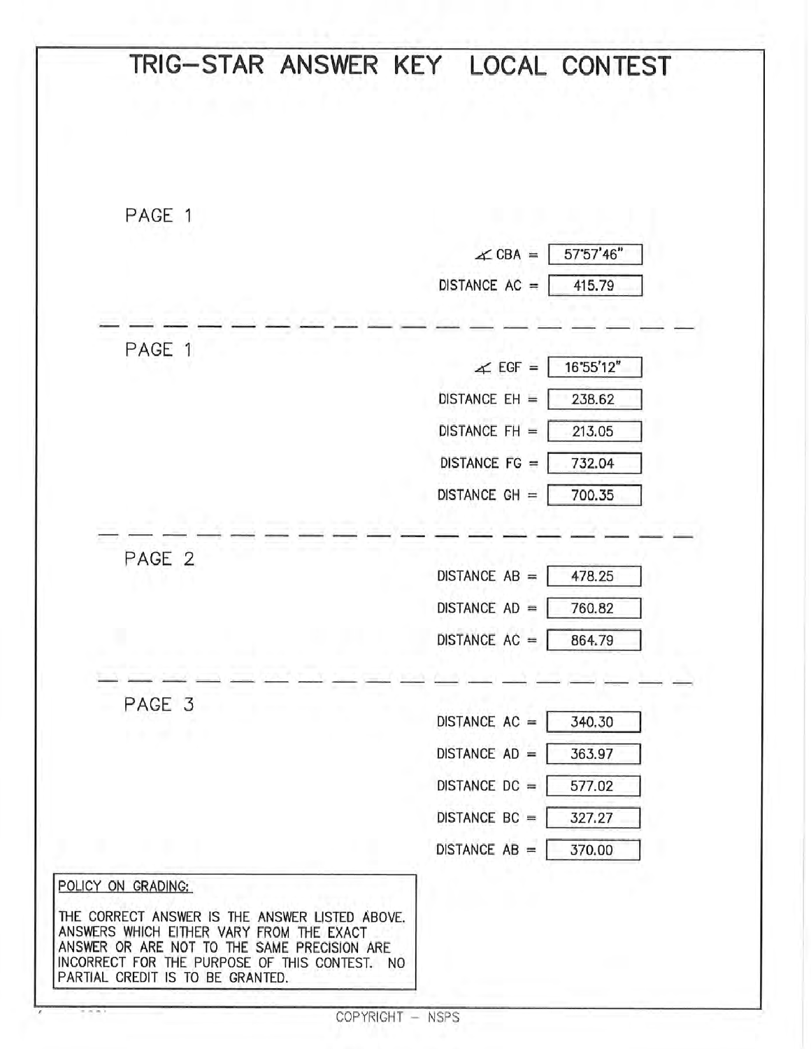# TRIG-STAR ANSWER KEY LOCAL CONTEST

PAGE 1

∡ CBA = 57°57'46"

DISTANCE AC = 415.79

---

PAGE 1

∡ EGF = 16°55'12"

DISTANCE EH = 238.62

DISTANCE FH = 213.05

DISTANCE FG = 732.04

DISTANCE GH = 700.35

---

PAGE 2

DISTANCE AB = 478.25

DISTANCE AD = 760.82

DISTANCE AC = 864.79

---

PAGE 3

DISTANCE AC = 340.30

DISTANCE AD = 363.97

DISTANCE DC = 577.02

DISTANCE BC = 327.27

DISTANCE AB = 370.00

POLICY ON GRADING:

THE CORRECT ANSWER IS THE ANSWER LISTED ABOVE. ANSWERS WHICH EITHER VARY FROM THE EXACT ANSWER OR ARE NOT TO THE SAME PRECISION ARE INCORRECT FOR THE PURPOSE OF THIS CONTEST. NO PARTIAL CREDIT IS TO BE GRANTED.

COPYRIGHT – NSPS